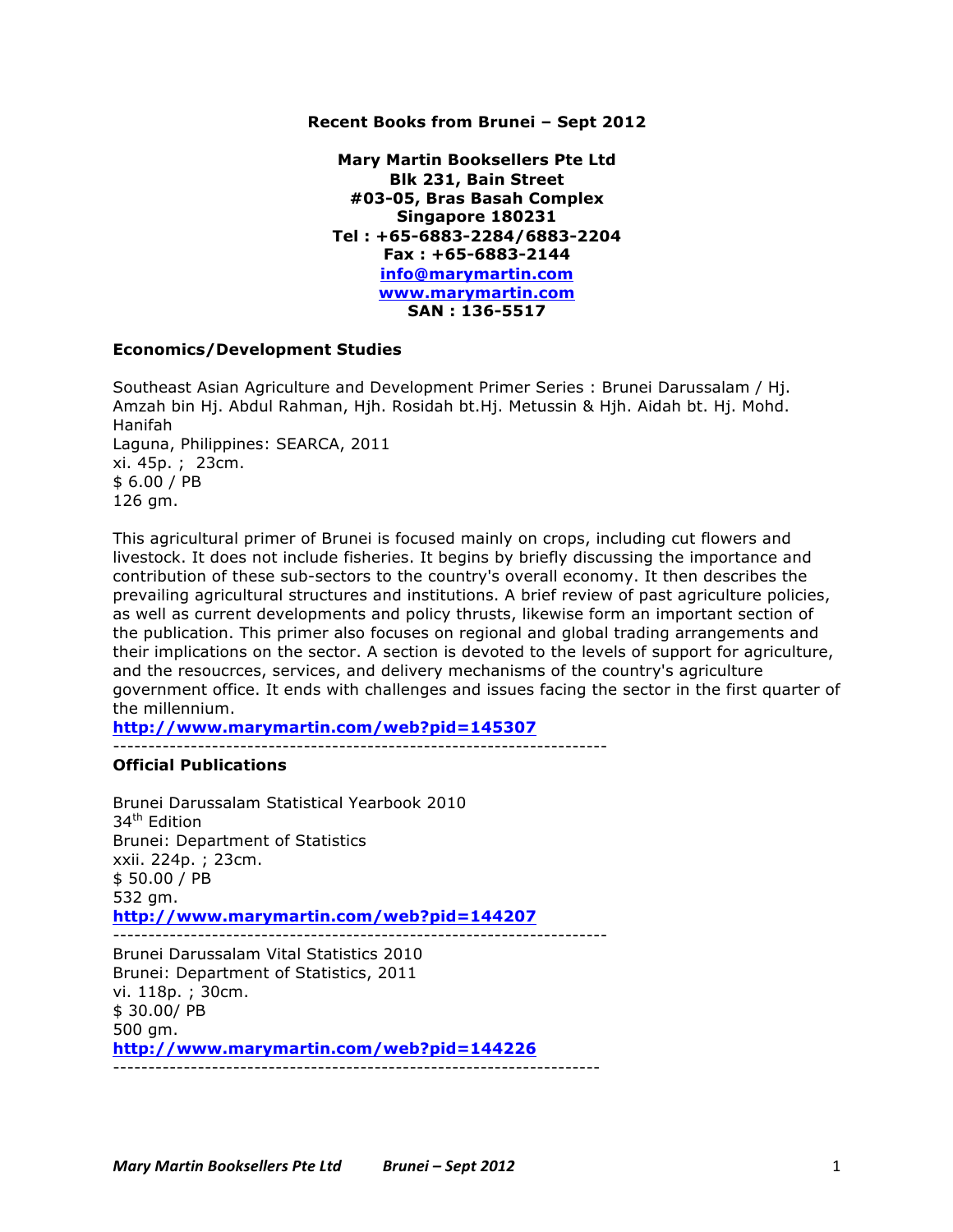**Recent Books from Brunei – Sept 2012**

**Mary Martin Booksellers Pte Ltd**
**Blk 231, Bain Street**
**#03-05, Bras Basah Complex**
**Singapore 180231**
**Tel : +65-6883-2284/6883-2204**
**Fax : +65-6883-2144**
**info@marymartin.com**
**www.marymartin.com**
**SAN : 136-5517**

## Economics/Development Studies

Southeast Asian Agriculture and Development Primer Series : Brunei Darussalam / Hj. Amzah bin Hj. Abdul Rahman, Hjh. Rosidah bt.Hj. Metussin & Hjh. Aidah bt. Hj. Mohd. Hanifah
Laguna, Philippines: SEARCA, 2011
xi. 45p. ; 23cm.
$ 6.00 / PB
126 gm.

This agricultural primer of Brunei is focused mainly on crops, including cut flowers and livestock. It does not include fisheries. It begins by briefly discussing the importance and contribution of these sub-sectors to the country's overall economy. It then describes the prevailing agricultural structures and institutions. A brief review of past agriculture policies, as well as current developments and policy thrusts, likewise form an important section of the publication. This primer also focuses on regional and global trading arrangements and their implications on the sector. A section is devoted to the levels of support for agriculture, and the resoucrces, services, and delivery mechanisms of the country's agriculture government office. It ends with challenges and issues facing the sector in the first quarter of the millennium.
**http://www.marymartin.com/web?pid=145307**

---

## Official Publications

Brunei Darussalam Statistical Yearbook 2010
34th Edition
Brunei: Department of Statistics
xxii. 224p. ; 23cm.
$ 50.00 / PB
532 gm.
**http://www.marymartin.com/web?pid=144207**

---

Brunei Darussalam Vital Statistics 2010
Brunei: Department of Statistics, 2011
vi. 118p. ; 30cm.
$ 30.00/ PB
500 gm.
**http://www.marymartin.com/web?pid=144226**

---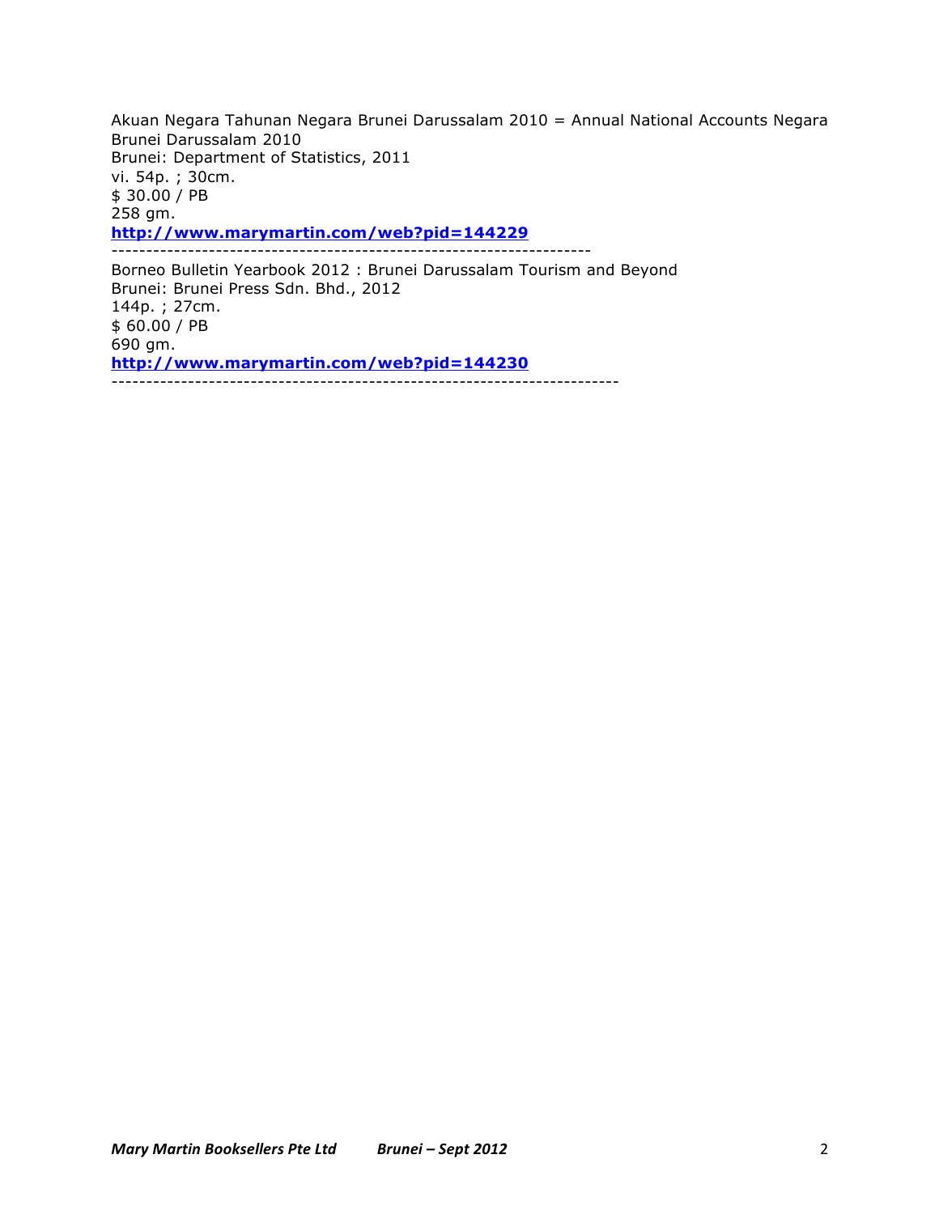Akuan Negara Tahunan Negara Brunei Darussalam 2010 = Annual National Accounts Negara Brunei Darussalam 2010
Brunei: Department of Statistics, 2011
vi. 54p. ; 30cm.
$ 30.00 / PB
258 gm.
**http://www.marymartin.com/web?pid=144229**

---

Borneo Bulletin Yearbook 2012 : Brunei Darussalam Tourism and Beyond
Brunei: Brunei Press Sdn. Bhd., 2012
144p. ; 27cm.
$ 60.00 / PB
690 gm.
**http://www.marymartin.com/web?pid=144230**

---